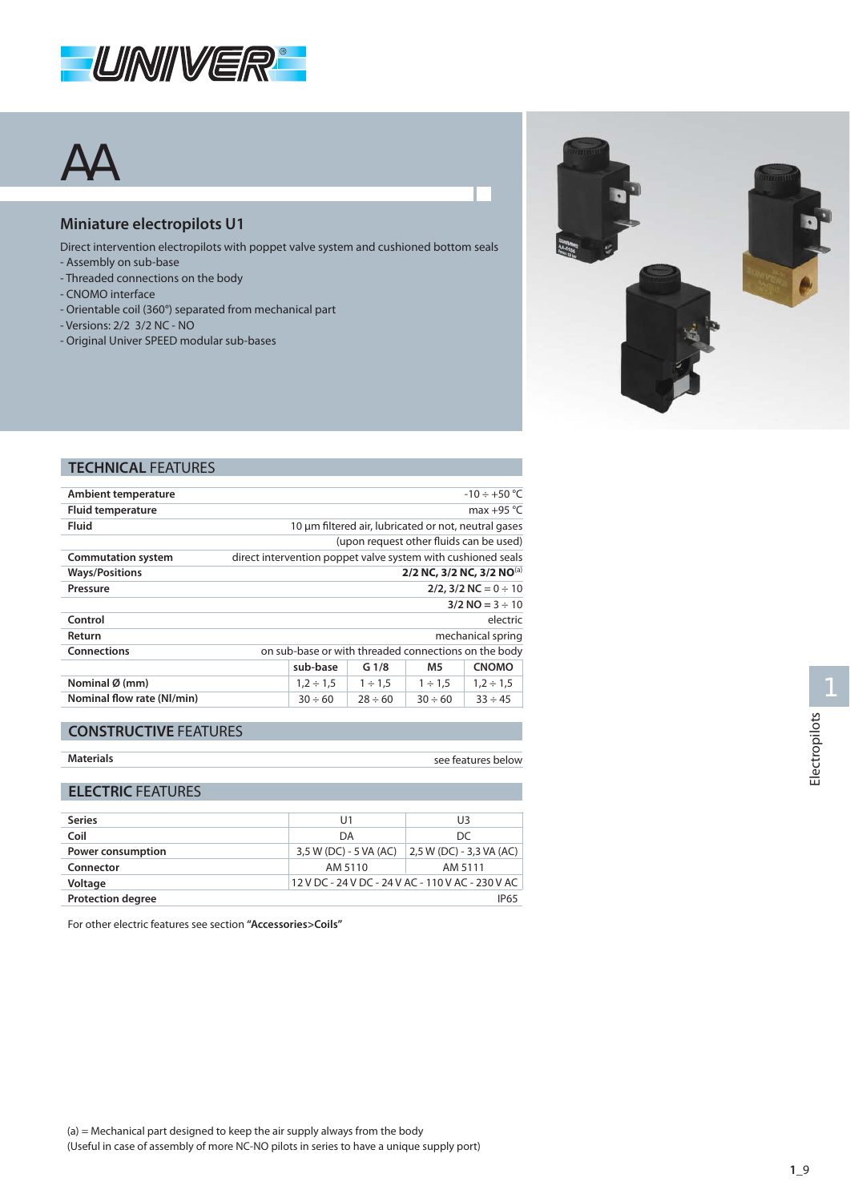# AA

## Miniature electropilots U1

Direct intervention electropilots with poppet valve system and cushioned bottom seals
- Assembly on sub-base
- Threaded connections on the body
- CNOMO interface
- Orientable coil (360°) separated from mechanical part
- Versions: 2/2 3/2 NC - NO
- Original Univer SPEED modular sub-bases

## TECHNICAL FEATURES

| | |
|---|---|
| **Ambient temperature** | -10 ÷ +50 °C |
| **Fluid temperature** | max +95 °C |
| **Fluid** | 10 µm filtered air, lubricated or not, neutral gases |
| | (upon request other fluids can be used) |
| **Commutation system** | direct intervention poppet valve system with cushioned seals |
| **Ways/Positions** | **2/2 NC, 3/2 NC, 3/2 NO**[a] |
| **Pressure** | **2/2, 3/2 NC** = 0 ÷ 10 |
| | **3/2 NO** = 3 ÷ 10 |
| **Control** | electric |
| **Return** | mechanical spring |
| **Connections** | on sub-base or with threaded connections on the body |

| | sub-base | G 1/8 | M5 | CNOMO |
|---|---|---|---|---|
| **Nominal Ø (mm)** | 1,2 ÷ 1,5 | 1 ÷ 1,5 | 1 ÷ 1,5 | 1,2 ÷ 1,5 |
| **Nominal flow rate (Nl/min)** | 30 ÷ 60 | 28 ÷ 60 | 30 ÷ 60 | 33 ÷ 45 |

## CONSTRUCTIVE FEATURES

| | |
|---|---|
| **Materials** | see features below |

## ELECTRIC FEATURES

| **Series** | U1 | U3 |
|---|---|---|
| **Coil** | DA | DC |
| **Power consumption** | 3,5 W (DC) - 5 VA (AC) | 2,5 W (DC) - 3,3 VA (AC) |
| **Connector** | AM 5110 | AM 5111 |
| **Voltage** | 12 V DC - 24 V DC - 24 V AC - 110 V AC - 230 V AC | |
| **Protection degree** | | IP65 |

For other electric features see section **"Accessories>Coils"**

(a) = Mechanical part designed to keep the air supply always from the body
(Useful in case of assembly of more NC-NO pilots in series to have a unique supply port)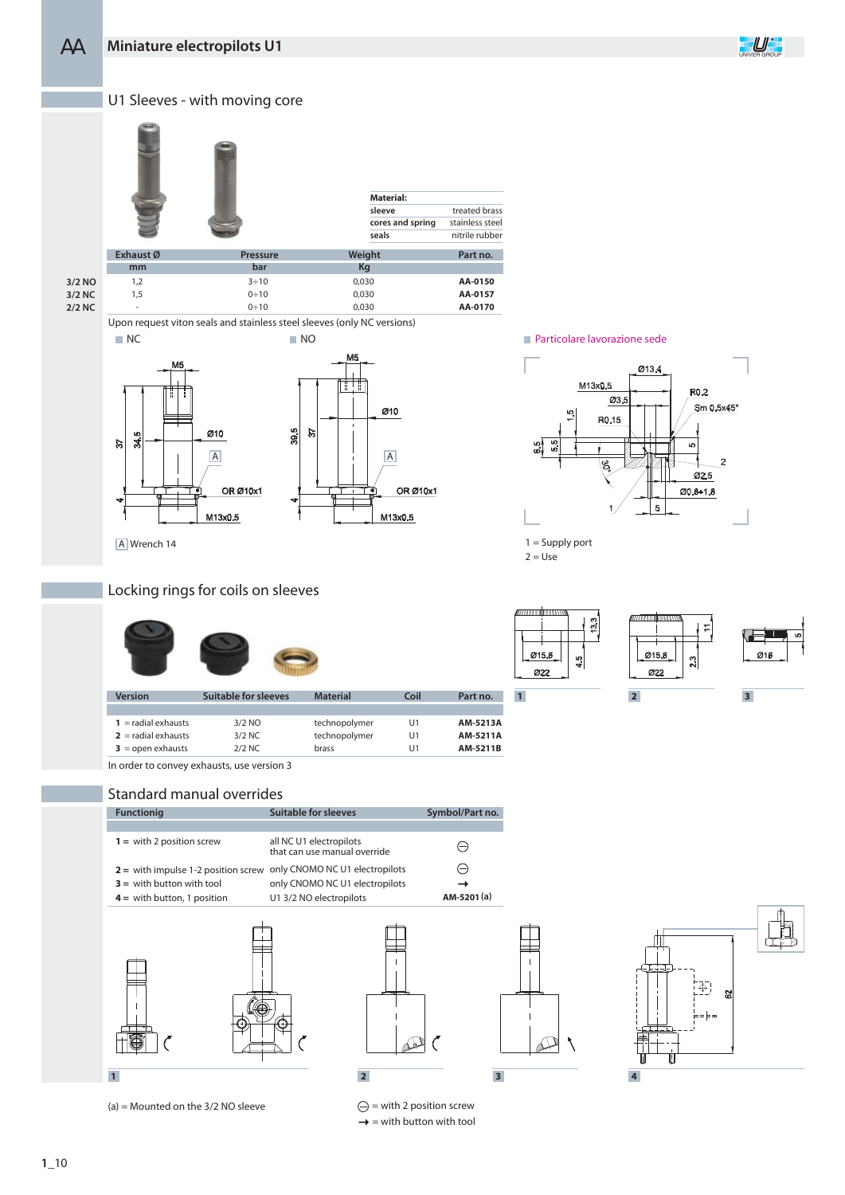# Miniature electropilots U1

## U1 Sleeves - with moving core

**Material:**

| | |
|---|---|
| sleeve | treated brass |
| cores and spring | stainless steel |
| seals | nitrile rubber |

| | Exhaust Ø mm | Pressure bar | Weight Kg | Part no. |
|---|---|---|---|---|
| 3/2 NO | 1,2 | 3÷10 | 0,030 | **AA-0150** |
| 3/2 NC | 1,5 | 0÷10 | 0,030 | **AA-0157** |
| 2/2 NC | - | 0÷10 | 0,030 | **AA-0170** |

Upon request viton seals and stainless steel sleeves (only NC versions)

NC

NO

Particolare lavorazione sede

A Wrench 14

1 = Supply port
2 = Use

## Locking rings for coils on sleeves

| Version | Suitable for sleeves | Material | Coil | Part no. |
|---|---|---|---|---|
| **1** = radial exhausts | 3/2 NO | technopolymer | U1 | **AM-5213A** |
| **2** = radial exhausts | 3/2 NC | technopolymer | U1 | **AM-5211A** |
| **3** = open exhausts | 2/2 NC | brass | U1 | **AM-5211B** |

In order to convey exhausts, use version 3

## Standard manual overrides

| Functionig | Suitable for sleeves | Symbol/Part no. |
|---|---|---|
| **1** = with 2 position screw | all NC U1 electropilots that can use manual override | ⊖ |
| **2** = with impulse 1-2 position screw | only CNOMO NC U1 electropilots | ⊖ |
| **3** = with button with tool | only CNOMO NC U1 electropilots | → |
| **4** = with button, 1 position | U1 3/2 NO electropilots | **AM-5201** (a) |

(a) = Mounted on the 3/2 NO sleeve

⊖ = with 2 position screw
→ = with button with tool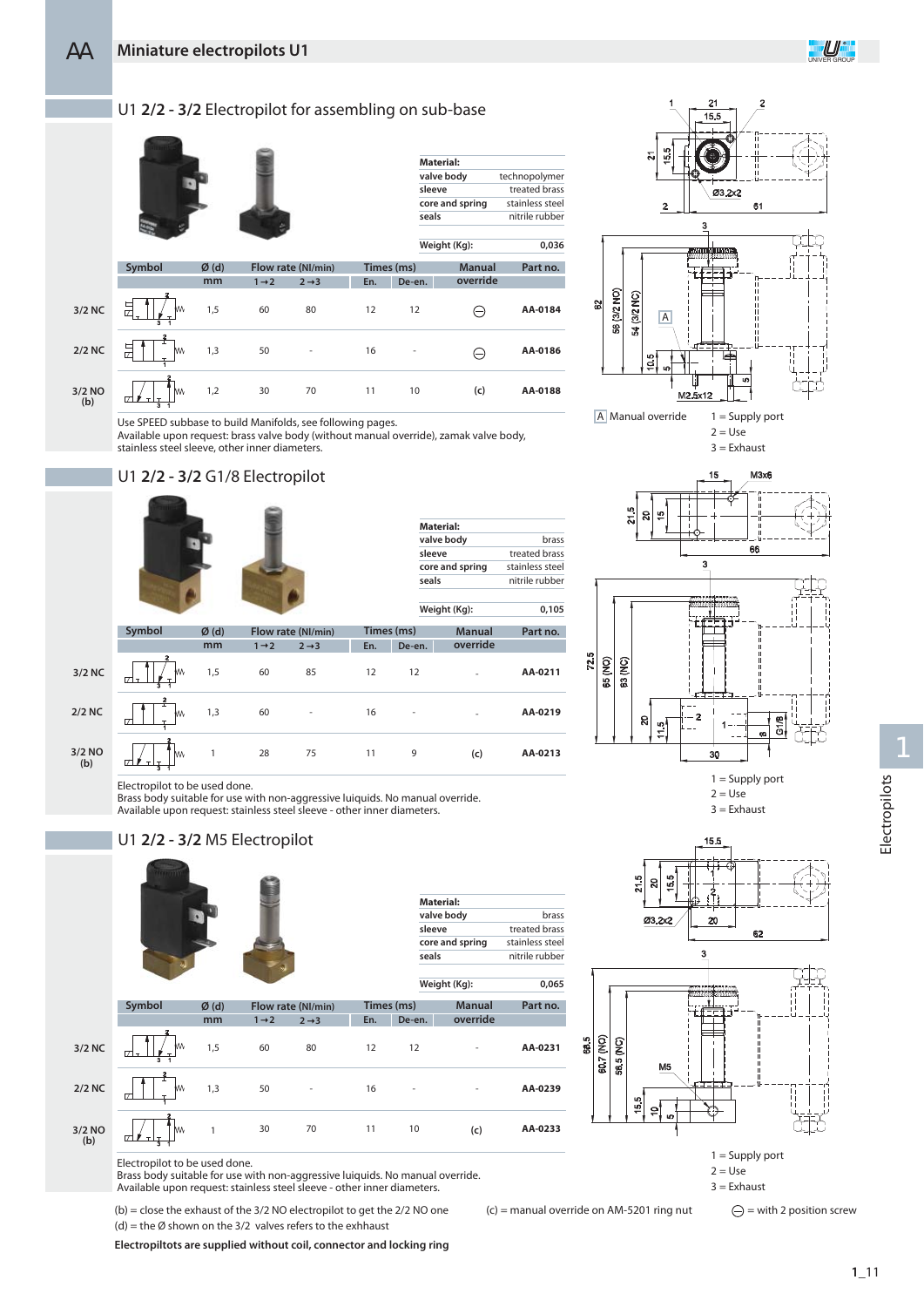# Miniature electropilots U1

## U1 2/2 - 3/2 Electropilot for assembling on sub-base

| Material: | |
|---|---|
| valve body | technopolymer |
| sleeve | treated brass |
| core and spring | stainless steel |
| seals | nitrile rubber |
| Weight (Kg): | 0,036 |

| | Symbol | Ø (d) mm | Flow rate (Nl/min) 1→2 | Flow rate (Nl/min) 2→3 | Times (ms) En. | Times (ms) De-en. | Manual override | Part no. |
|---|---|---|---|---|---|---|---|---|
| 3/2 NC | | 1,5 | 60 | 80 | 12 | 12 | ⊖ | AA-0184 |
| 2/2 NC | | 1,3 | 50 | - | 16 | - | ⊖ | AA-0186 |
| 3/2 NO (b) | | 1,2 | 30 | 70 | 11 | 10 | (c) | AA-0188 |

Use SPEED subbase to build Manifolds, see following pages.
Available upon request: brass valve body (without manual override), zamak valve body, stainless steel sleeve, other inner diameters.

A Manual override

1 = Supply port
2 = Use
3 = Exhaust

## U1 2/2 - 3/2 G1/8 Electropilot

| Material: | |
|---|---|
| valve body | brass |
| sleeve | treated brass |
| core and spring | stainless steel |
| seals | nitrile rubber |
| Weight (Kg): | 0,105 |

| | Symbol | Ø (d) mm | Flow rate (Nl/min) 1→2 | Flow rate (Nl/min) 2→3 | Times (ms) En. | Times (ms) De-en. | Manual override | Part no. |
|---|---|---|---|---|---|---|---|---|
| 3/2 NC | | 1,5 | 60 | 85 | 12 | 12 | - | AA-0211 |
| 2/2 NC | | 1,3 | 60 | - | 16 | - | - | AA-0219 |
| 3/2 NO (b) | | 1 | 28 | 75 | 11 | 9 | (c) | AA-0213 |

Electropilot to be used done.
Brass body suitable for use with non-aggressive luiquids. No manual override.
Available upon request: stainless steel sleeve - other inner diameters.

1 = Supply port
2 = Use
3 = Exhaust

## U1 2/2 - 3/2 M5 Electropilot

| Material: | |
|---|---|
| valve body | brass |
| sleeve | treated brass |
| core and spring | stainless steel |
| seals | nitrile rubber |
| Weight (Kg): | 0,065 |

| | Symbol | Ø (d) mm | Flow rate (Nl/min) 1→2 | Flow rate (Nl/min) 2→3 | Times (ms) En. | Times (ms) De-en. | Manual override | Part no. |
|---|---|---|---|---|---|---|---|---|
| 3/2 NC | | 1,5 | 60 | 80 | 12 | 12 | - | AA-0231 |
| 2/2 NC | | 1,3 | 50 | - | 16 | - | - | AA-0239 |
| 3/2 NO (b) | | 1 | 30 | 70 | 11 | 10 | (c) | AA-0233 |

Electropilot to be used done.
Brass body suitable for use with non-aggressive luiquids. No manual override.
Available upon request: stainless steel sleeve - other inner diameters.

1 = Supply port
2 = Use
3 = Exhaust

(b) = close the exhaust of the 3/2 NO electropilot to get the 2/2 NO one
(d) = the Ø shown on the 3/2 valves refers to the exhhaust
(c) = manual override on AM-5201 ring nut
⊖ = with 2 position screw

**Electropiltots are supplied without coil, connector and locking ring**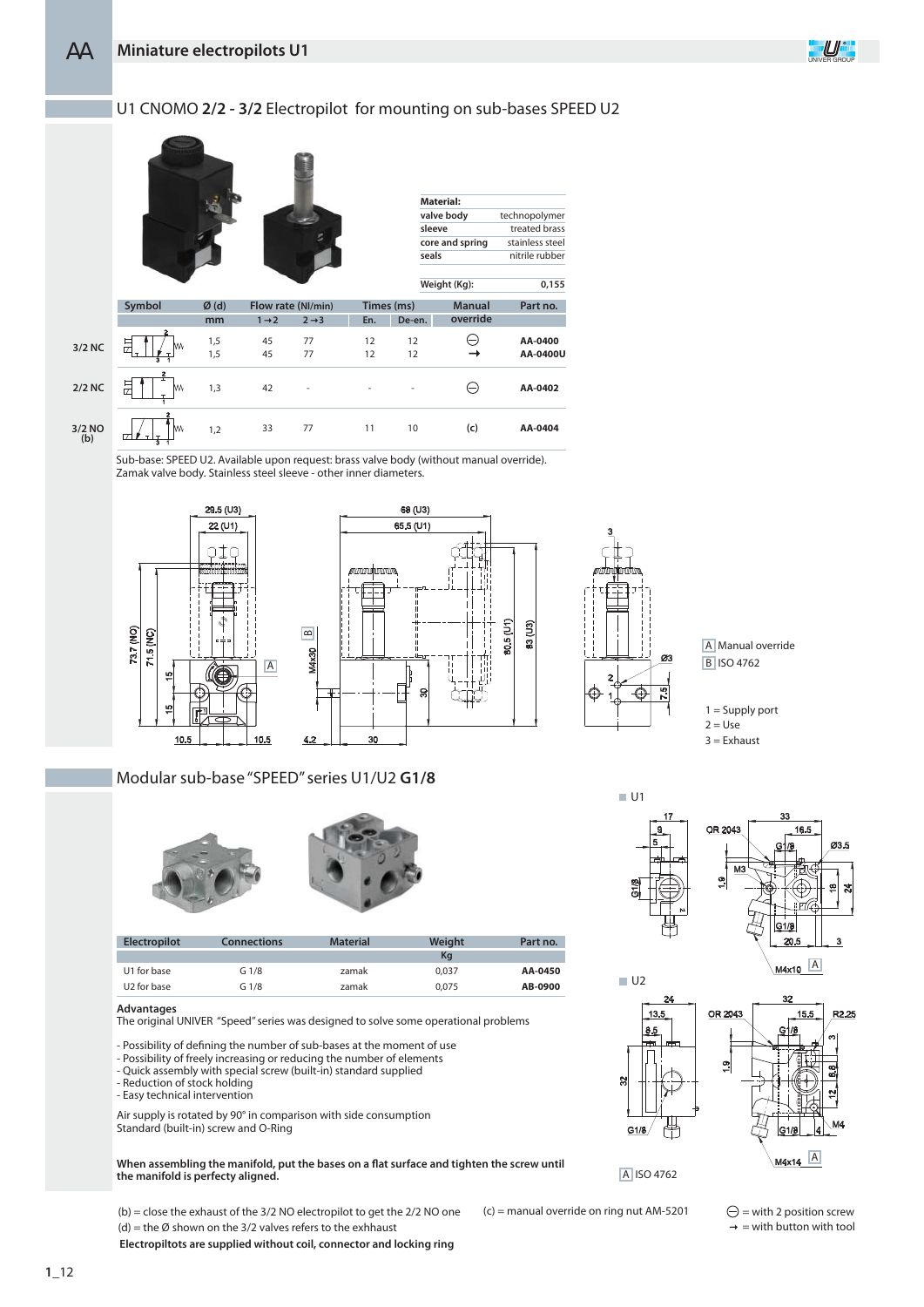## Miniature electropilots U1

### U1 CNOMO **2/2 - 3/2** Electropilot for mounting on sub-bases SPEED U2

| Material: | |
|---|---|
| valve body | technopolymer |
| sleeve | treated brass |
| core and spring | stainless steel |
| seals | nitrile rubber |
| Weight (Kg): | 0,155 |

| | Symbol | Ø (d) | Flow rate (Nl/min) | | Times (ms) | | Manual override | Part no. |
|---|---|---|---|---|---|---|---|---|
| | | mm | 1→2 | 2→3 | En. | De-en. | | |
| 3/2 NC | | 1,5 | 45 | 77 | 12 | 12 | ⊖ | AA-0400 |
| | | 1,5 | 45 | 77 | 12 | 12 | → | AA-0400U |
| 2/2 NC | | 1,3 | 42 | - | - | - | ⊖ | AA-0402 |
| 3/2 NO (b) | | 1,2 | 33 | 77 | 11 | 10 | (c) | AA-0404 |

Sub-base: SPEED U2. Available upon request: brass valve body (without manual override). Zamak valve body. Stainless steel sleeve - other inner diameters.

A Manual override
B ISO 4762

1 = Supply port
2 = Use
3 = Exhaust

### Modular sub-base "SPEED" series U1/U2 **G1/8**

| Electropilot | Connections | Material | Weight Kg | Part no. |
|---|---|---|---|---|
| U1 for base | G 1/8 | zamak | 0,037 | **AA-0450** |
| U2 for base | G 1/8 | zamak | 0,075 | **AB-0900** |

**Advantages**
The original UNIVER "Speed" series was designed to solve some operational problems

- Possibility of defining the number of sub-bases at the moment of use
- Possibility of freely increasing or reducing the number of elements
- Quick assembly with special screw (built-in) standard supplied
- Reduction of stock holding
- Easy technical intervention

Air supply is rotated by 90° in comparison with side consumption
Standard (built-in) screw and O-Ring

**When assembling the manifold, put the bases on a flat surface and tighten the screw until the manifold is perfectly aligned.**

U1

U2

A ISO 4762

(b) = close the exhaust of the 3/2 NO electropilot to get the 2/2 NO one
(d) = the Ø shown on the 3/2 valves refers to the exhaust
**Electropiltots are supplied without coil, connector and locking ring**

(c) = manual override on ring nut AM-5201

⊖ = with 2 position screw
→ = with button with tool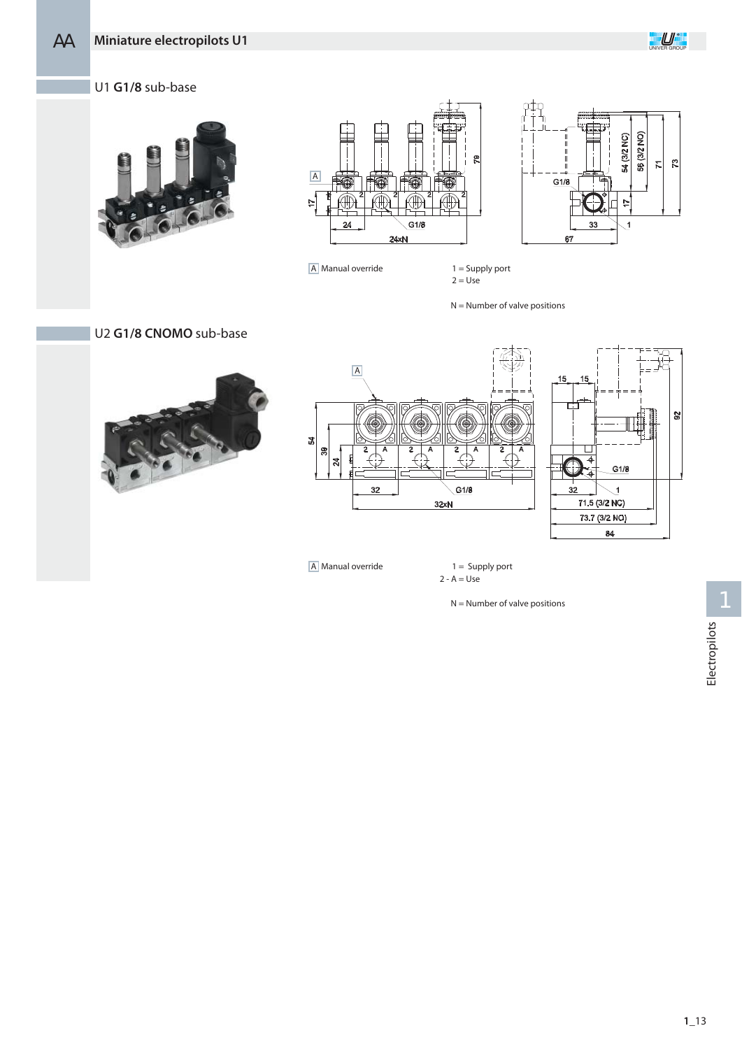## Miniature electropilots U1

### U1 **G1/8** sub-base

A Manual override

1 = Supply port
2 = Use

N = Number of valve positions

### U2 **G1/8 CNOMO** sub-base

A Manual override

1 = Supply port
2 - A = Use

N = Number of valve positions